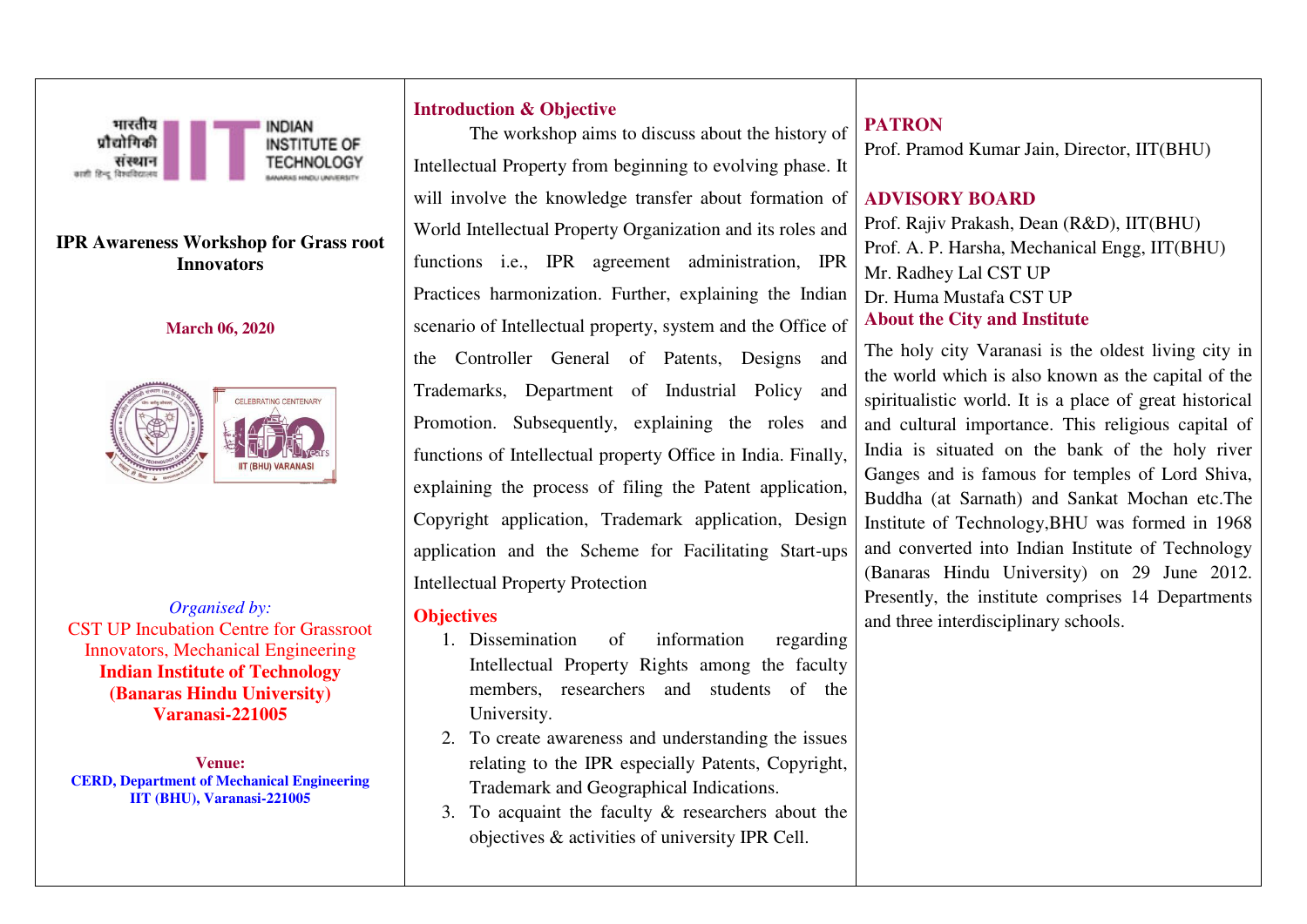भारतीय प्रौद्योगिकी संस्थान
काशी हिन्दू विश्वविद्यालय
INDIAN INSTITUTE OF TECHNOLOGY
BANARAS HINDU UNIVERSITY

**IPR Awareness Workshop for Grass root Innovators**

**March 06, 2020**

CELEBRATING CENTENARY
100 Years
IIT (BHU) VARANASI

*Organised by:*
CST UP Incubation Centre for Grassroot Innovators, Mechanical Engineering
**Indian Institute of Technology (Banaras Hindu University) Varanasi-221005**

**Venue:**
**CERD, Department of Mechanical Engineering IIT (BHU), Varanasi-221005**

## Introduction & Objective

The workshop aims to discuss about the history of Intellectual Property from beginning to evolving phase. It will involve the knowledge transfer about formation of World Intellectual Property Organization and its roles and functions i.e., IPR agreement administration, IPR Practices harmonization. Further, explaining the Indian scenario of Intellectual property, system and the Office of the Controller General of Patents, Designs and Trademarks, Department of Industrial Policy and Promotion. Subsequently, explaining the roles and functions of Intellectual property Office in India. Finally, explaining the process of filing the Patent application, Copyright application, Trademark application, Design application and the Scheme for Facilitating Start-ups Intellectual Property Protection

## Objectives

1. Dissemination of information regarding Intellectual Property Rights among the faculty members, researchers and students of the University.
2. To create awareness and understanding the issues relating to the IPR especially Patents, Copyright, Trademark and Geographical Indications.
3. To acquaint the faculty & researchers about the objectives & activities of university IPR Cell.

## PATRON

Prof. Pramod Kumar Jain, Director, IIT(BHU)

## ADVISORY BOARD

Prof. Rajiv Prakash, Dean (R&D), IIT(BHU)
Prof. A. P. Harsha, Mechanical Engg, IIT(BHU)
Mr. Radhey Lal CST UP
Dr. Huma Mustafa CST UP

## About the City and Institute

The holy city Varanasi is the oldest living city in the world which is also known as the capital of the spiritualistic world. It is a place of great historical and cultural importance. This religious capital of India is situated on the bank of the holy river Ganges and is famous for temples of Lord Shiva, Buddha (at Sarnath) and Sankat Mochan etc.The Institute of Technology,BHU was formed in 1968 and converted into Indian Institute of Technology (Banaras Hindu University) on 29 June 2012. Presently, the institute comprises 14 Departments and three interdisciplinary schools.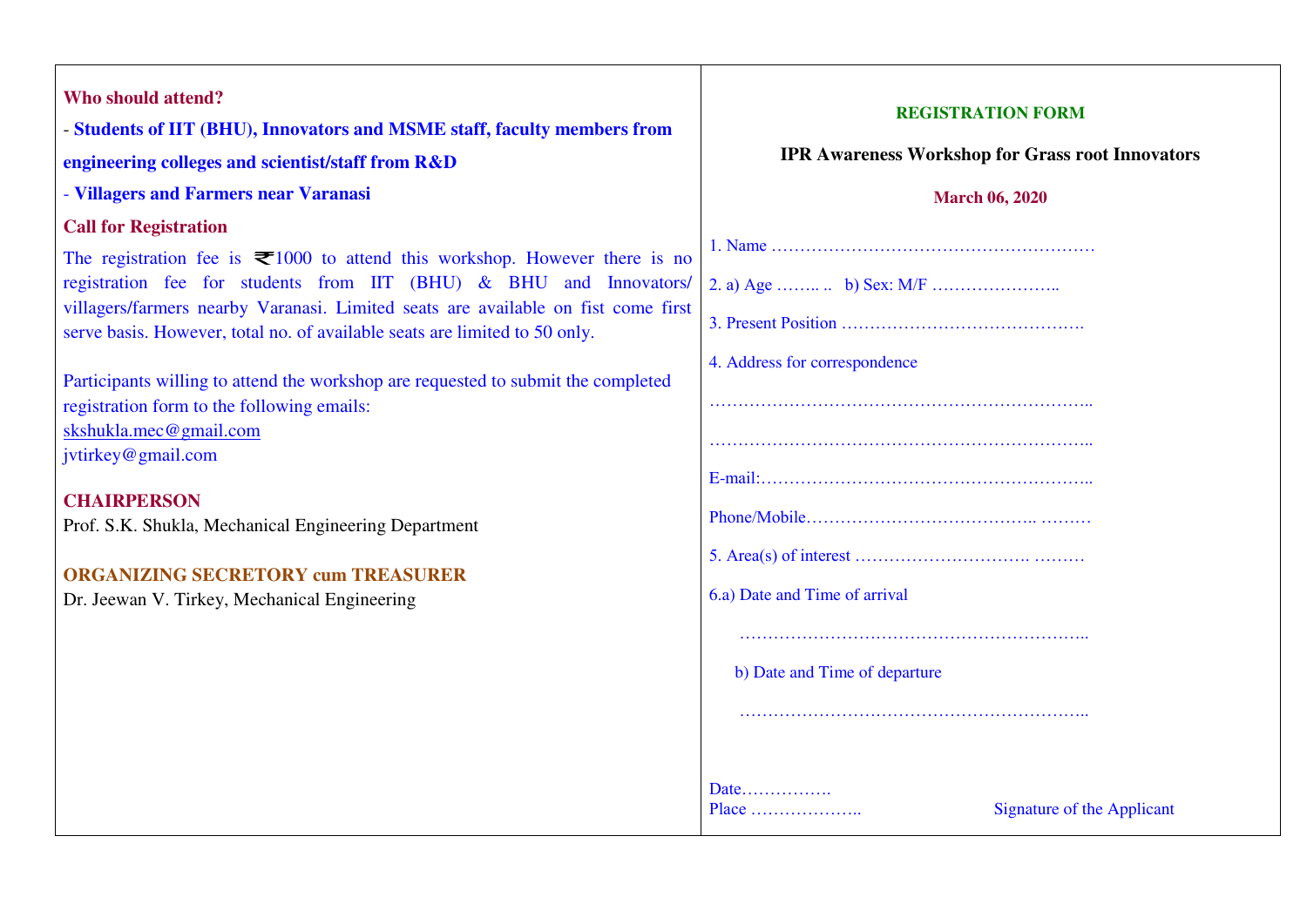**Who should attend?**

- **Students of IIT (BHU), Innovators and MSME staff, faculty members from engineering colleges and scientist/staff from R&D**
- **Villagers and Farmers near Varanasi**

**Call for Registration**

The registration fee is ₹1000 to attend this workshop. However there is no registration fee for students from IIT (BHU) & BHU and Innovators/ villagers/farmers nearby Varanasi. Limited seats are available on fist come first serve basis. However, total no. of available seats are limited to 50 only.

Participants willing to attend the workshop are requested to submit the completed registration form to the following emails:
skshukla.mec@gmail.com
jvtirkey@gmail.com

**CHAIRPERSON**
Prof. S.K. Shukla, Mechanical Engineering Department

**ORGANIZING SECRETORY cum TREASURER**
Dr. Jeewan V. Tirkey, Mechanical Engineering

## REGISTRATION FORM

### IPR Awareness Workshop for Grass root Innovators

**March 06, 2020**

1. Name ………………………………………………

2. a) Age …….. .. b) Sex: M/F …………………..

3. Present Position …………………………………….

4. Address for correspondence

…………………………………………………………..

…………………………………………………………..

E-mail:…………………………………………………..

Phone/Mobile……………………………….. ………

5. Area(s) of interest ………………………. ………

6.a) Date and Time of arrival

……………………………………………………..

b) Date and Time of departure

……………………………………………………..

Date…………….
Place ………………..                Signature of the Applicant